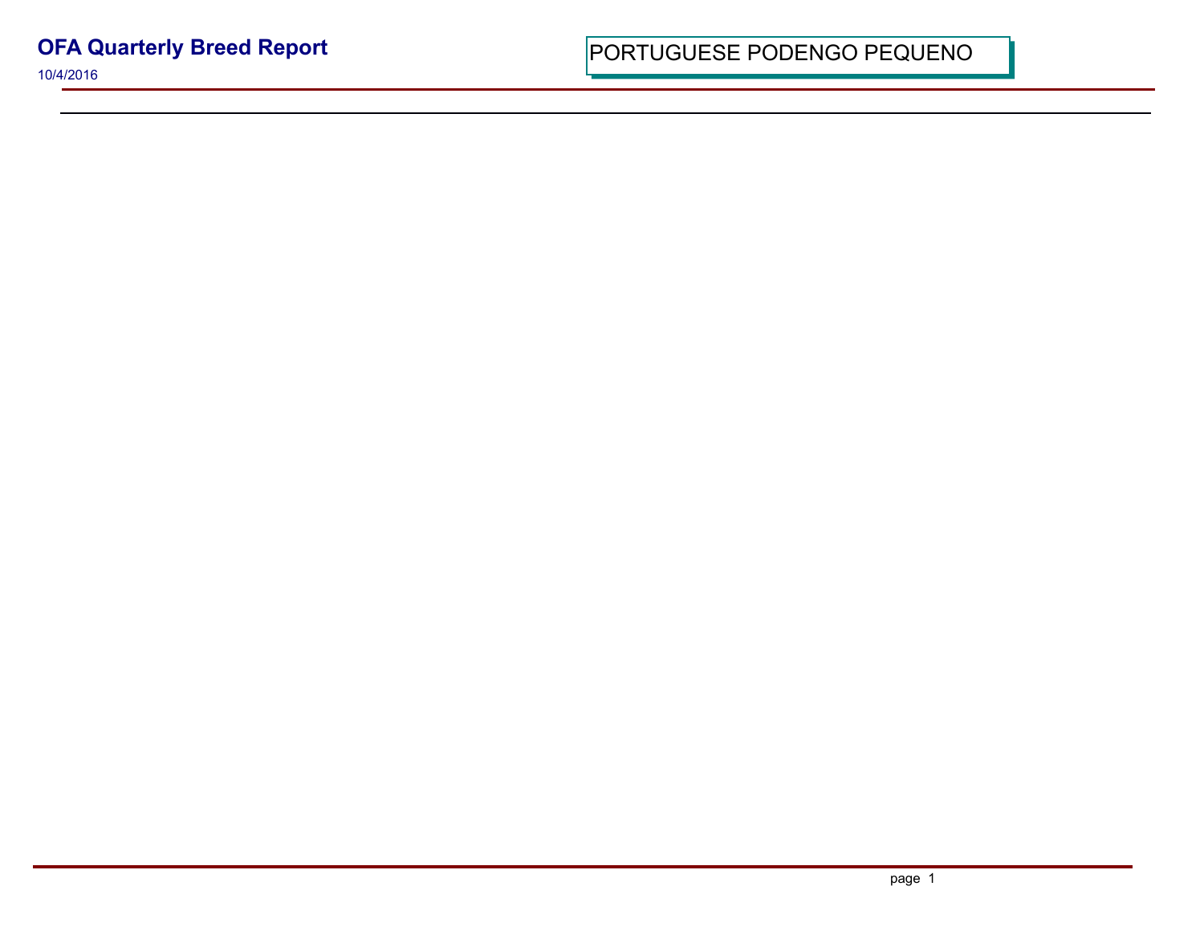# OFA Quarterly Breed Report

10/4/2016

## PORTUGUESE PODENGO PEQUENO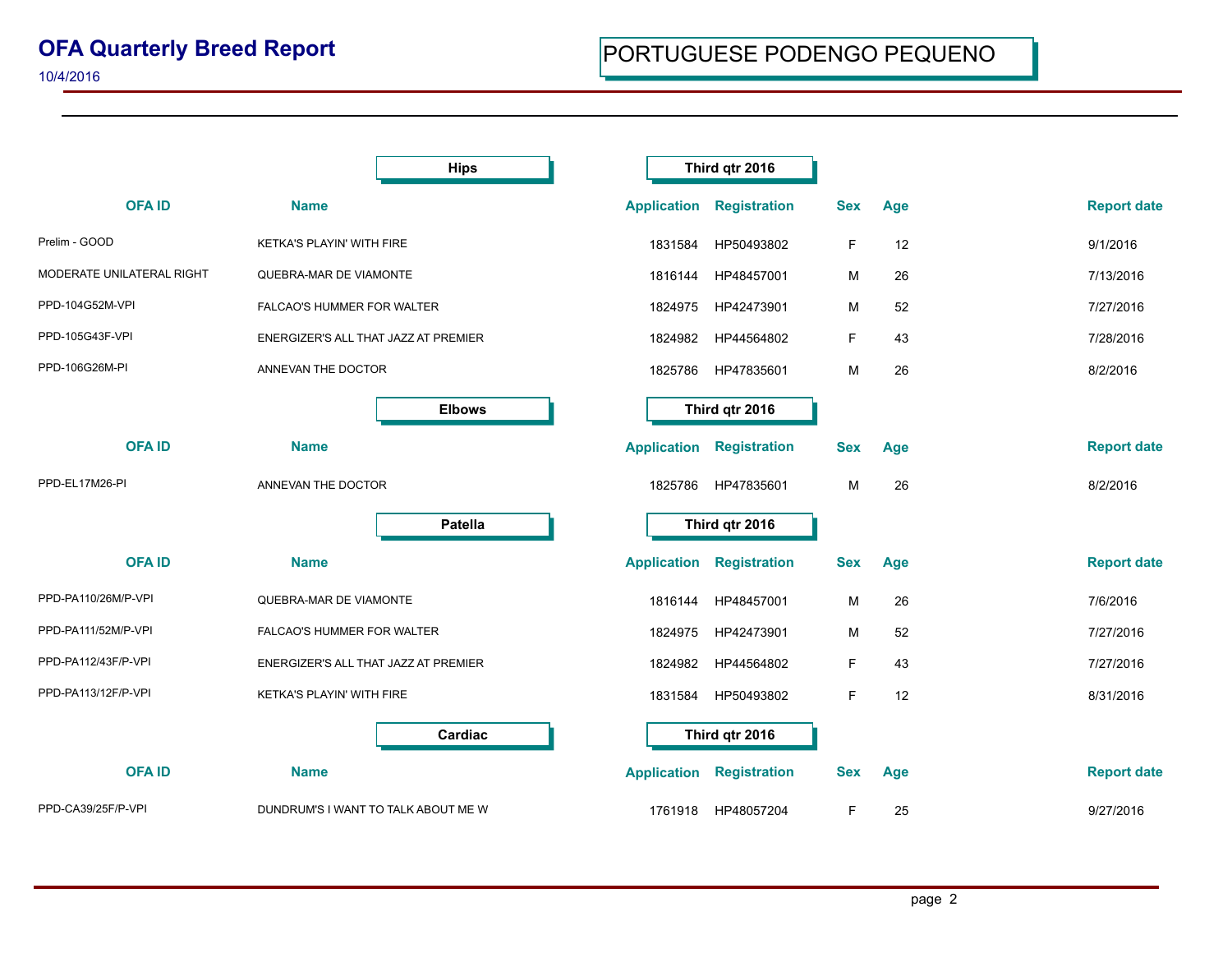# OFA Quarterly Breed Report

10/4/2016

## PORTUGUESE PODENGO PEQUENO

### Hips — Third qtr 2016

| OFA ID | Name | Application | Registration | Sex | Age | Report date |
|---|---|---|---|---|---|---|
| Prelim - GOOD | KETKA'S PLAYIN' WITH FIRE | 1831584 | HP50493802 | F | 12 | 9/1/2016 |
| MODERATE UNILATERAL RIGHT | QUEBRA-MAR DE VIAMONTE | 1816144 | HP48457001 | M | 26 | 7/13/2016 |
| PPD-104G52M-VPI | FALCAO'S HUMMER FOR WALTER | 1824975 | HP42473901 | M | 52 | 7/27/2016 |
| PPD-105G43F-VPI | ENERGIZER'S ALL THAT JAZZ AT PREMIER | 1824982 | HP44564802 | F | 43 | 7/28/2016 |
| PPD-106G26M-PI | ANNEVAN THE DOCTOR | 1825786 | HP47835601 | M | 26 | 8/2/2016 |

### Elbows — Third qtr 2016

| OFA ID | Name | Application | Registration | Sex | Age | Report date |
|---|---|---|---|---|---|---|
| PPD-EL17M26-PI | ANNEVAN THE DOCTOR | 1825786 | HP47835601 | M | 26 | 8/2/2016 |

### Patella — Third qtr 2016

| OFA ID | Name | Application | Registration | Sex | Age | Report date |
|---|---|---|---|---|---|---|
| PPD-PA110/26M/P-VPI | QUEBRA-MAR DE VIAMONTE | 1816144 | HP48457001 | M | 26 | 7/6/2016 |
| PPD-PA111/52M/P-VPI | FALCAO'S HUMMER FOR WALTER | 1824975 | HP42473901 | M | 52 | 7/27/2016 |
| PPD-PA112/43F/P-VPI | ENERGIZER'S ALL THAT JAZZ AT PREMIER | 1824982 | HP44564802 | F | 43 | 7/27/2016 |
| PPD-PA113/12F/P-VPI | KETKA'S PLAYIN' WITH FIRE | 1831584 | HP50493802 | F | 12 | 8/31/2016 |

### Cardiac — Third qtr 2016

| OFA ID | Name | Application | Registration | Sex | Age | Report date |
|---|---|---|---|---|---|---|
| PPD-CA39/25F/P-VPI | DUNDRUM'S I WANT TO TALK ABOUT ME W | 1761918 | HP48057204 | F | 25 | 9/27/2016 |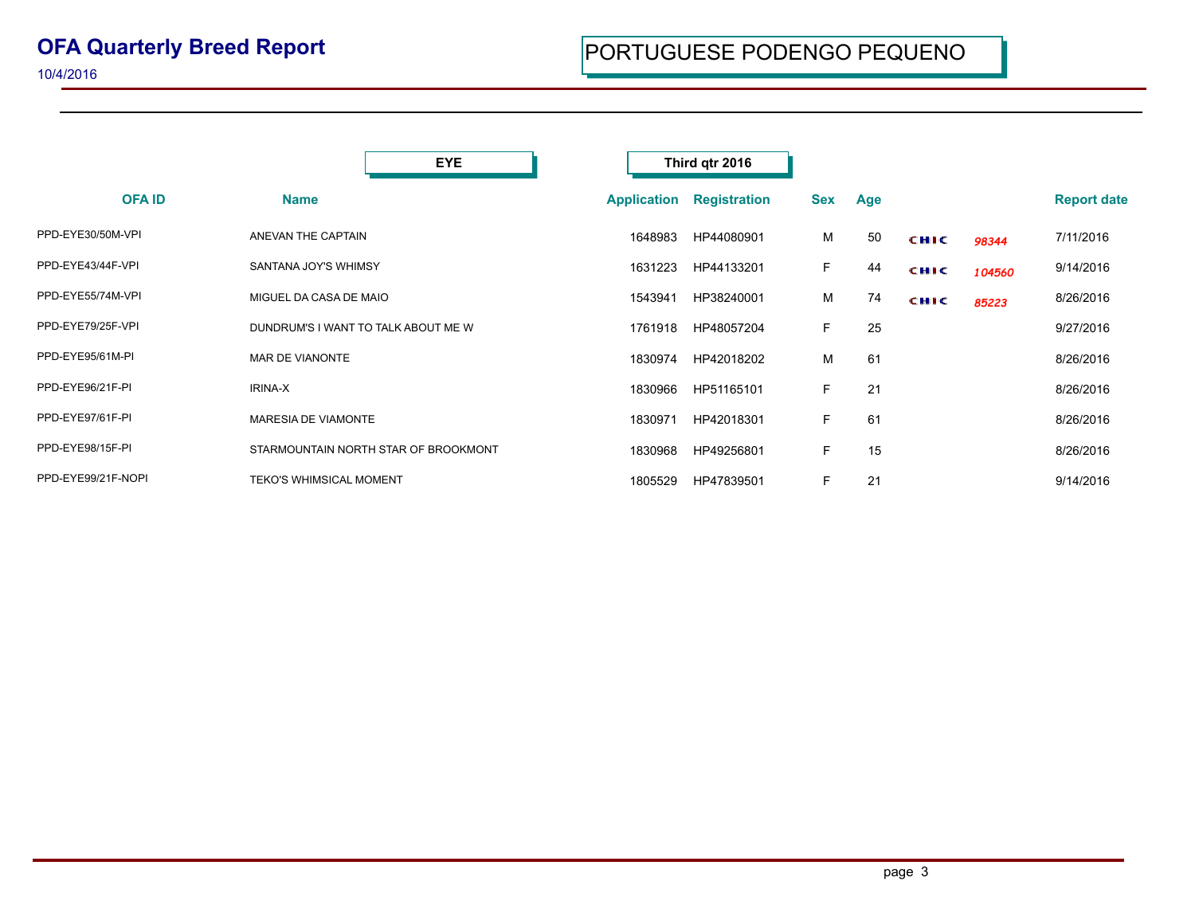# OFA Quarterly Breed Report

10/4/2016

## PORTUGUESE PODENGO PEQUENO

**EYE** — **Third qtr 2016**

| OFA ID | Name | Application | Registration | Sex | Age | | | Report date |
|---|---|---|---|---|---|---|---|---|
| PPD-EYE30/50M-VPI | ANEVAN THE CAPTAIN | 1648983 | HP44080901 | M | 50 | CHIC | 98344 | 7/11/2016 |
| PPD-EYE43/44F-VPI | SANTANA JOY'S WHIMSY | 1631223 | HP44133201 | F | 44 | CHIC | 104560 | 9/14/2016 |
| PPD-EYE55/74M-VPI | MIGUEL DA CASA DE MAIO | 1543941 | HP38240001 | M | 74 | CHIC | 85223 | 8/26/2016 |
| PPD-EYE79/25F-VPI | DUNDRUM'S I WANT TO TALK ABOUT ME W | 1761918 | HP48057204 | F | 25 | | | 9/27/2016 |
| PPD-EYE95/61M-PI | MAR DE VIANONTE | 1830974 | HP42018202 | M | 61 | | | 8/26/2016 |
| PPD-EYE96/21F-PI | IRINA-X | 1830966 | HP51165101 | F | 21 | | | 8/26/2016 |
| PPD-EYE97/61F-PI | MARESIA DE VIAMONTE | 1830971 | HP42018301 | F | 61 | | | 8/26/2016 |
| PPD-EYE98/15F-PI | STARMOUNTAIN NORTH STAR OF BROOKMONT | 1830968 | HP49256801 | F | 15 | | | 8/26/2016 |
| PPD-EYE99/21F-NOPI | TEKO'S WHIMSICAL MOMENT | 1805529 | HP47839501 | F | 21 | | | 9/14/2016 |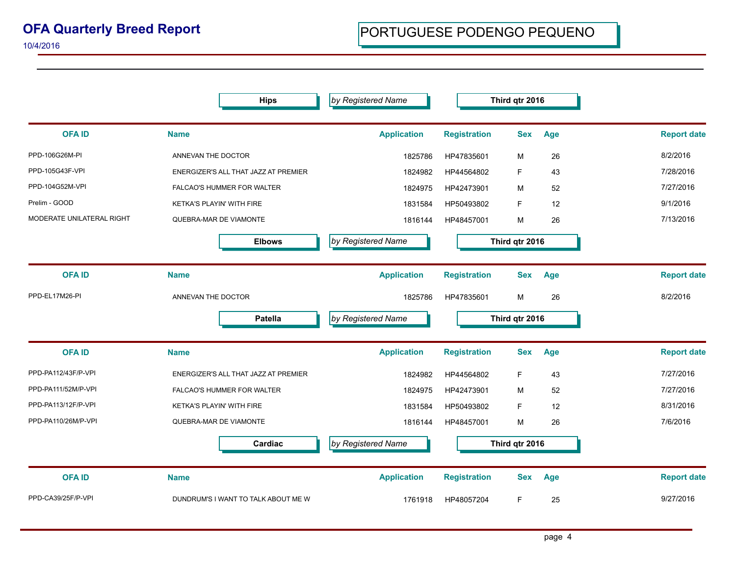# OFA Quarterly Breed Report

10/4/2016

## PORTUGUESE PODENGO PEQUENO

### Hips — *by Registered Name* — Third qtr 2016

| OFA ID | Name | Application | Registration | Sex | Age | Report date |
|---|---|---|---|---|---|---|
| PPD-106G26M-PI | ANNEVAN THE DOCTOR | 1825786 | HP47835601 | M | 26 | 8/2/2016 |
| PPD-105G43F-VPI | ENERGIZER'S ALL THAT JAZZ AT PREMIER | 1824982 | HP44564802 | F | 43 | 7/28/2016 |
| PPD-104G52M-VPI | FALCAO'S HUMMER FOR WALTER | 1824975 | HP42473901 | M | 52 | 7/27/2016 |
| Prelim - GOOD | KETKA'S PLAYIN' WITH FIRE | 1831584 | HP50493802 | F | 12 | 9/1/2016 |
| MODERATE UNILATERAL RIGHT | QUEBRA-MAR DE VIAMONTE | 1816144 | HP48457001 | M | 26 | 7/13/2016 |

### Elbows — *by Registered Name* — Third qtr 2016

| OFA ID | Name | Application | Registration | Sex | Age | Report date |
|---|---|---|---|---|---|---|
| PPD-EL17M26-PI | ANNEVAN THE DOCTOR | 1825786 | HP47835601 | M | 26 | 8/2/2016 |

### Patella — *by Registered Name* — Third qtr 2016

| OFA ID | Name | Application | Registration | Sex | Age | Report date |
|---|---|---|---|---|---|---|
| PPD-PA112/43F/P-VPI | ENERGIZER'S ALL THAT JAZZ AT PREMIER | 1824982 | HP44564802 | F | 43 | 7/27/2016 |
| PPD-PA111/52M/P-VPI | FALCAO'S HUMMER FOR WALTER | 1824975 | HP42473901 | M | 52 | 7/27/2016 |
| PPD-PA113/12F/P-VPI | KETKA'S PLAYIN' WITH FIRE | 1831584 | HP50493802 | F | 12 | 8/31/2016 |
| PPD-PA110/26M/P-VPI | QUEBRA-MAR DE VIAMONTE | 1816144 | HP48457001 | M | 26 | 7/6/2016 |

### Cardiac — *by Registered Name* — Third qtr 2016

| OFA ID | Name | Application | Registration | Sex | Age | Report date |
|---|---|---|---|---|---|---|
| PPD-CA39/25F/P-VPI | DUNDRUM'S I WANT TO TALK ABOUT ME W | 1761918 | HP48057204 | F | 25 | 9/27/2016 |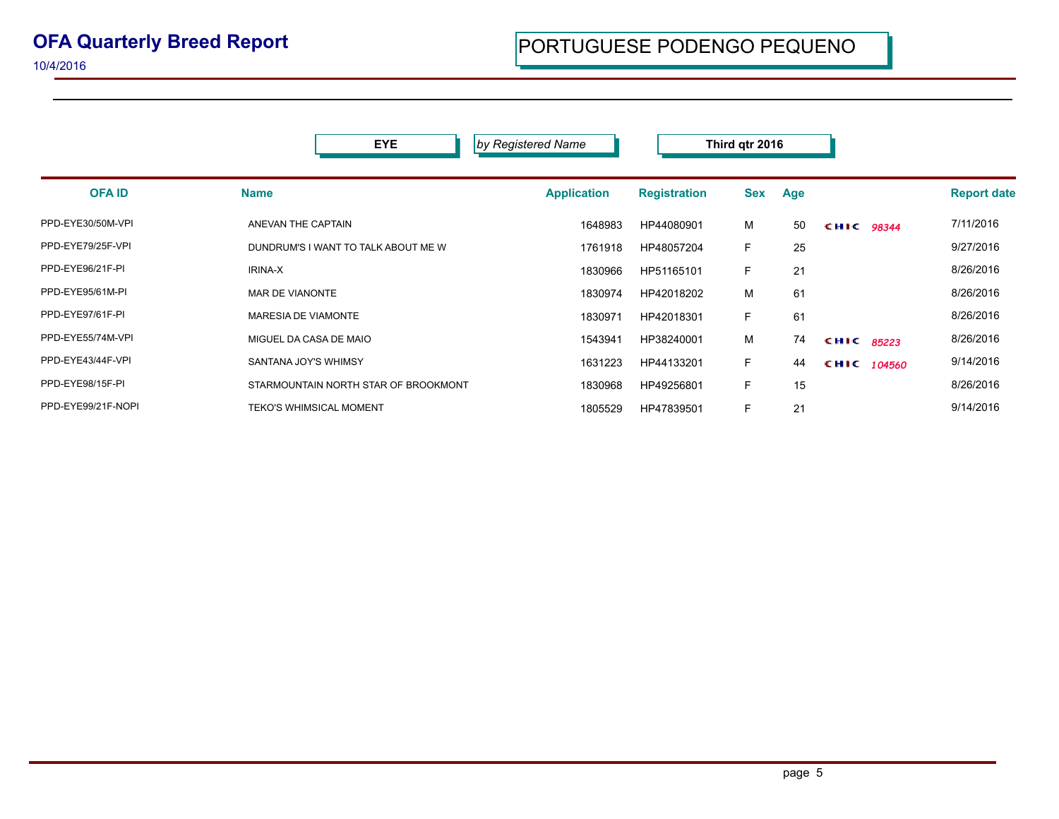# OFA Quarterly Breed Report

10/4/2016

## PORTUGUESE PODENGO PEQUENO

**EYE** *by Registered Name* **Third qtr 2016**

| OFA ID | Name | Application | Registration | Sex | Age | | Report date |
|---|---|---|---|---|---|---|---|
| PPD-EYE30/50M-VPI | ANEVAN THE CAPTAIN | 1648983 | HP44080901 | M | 50 | CHIC 98344 | 7/11/2016 |
| PPD-EYE79/25F-VPI | DUNDRUM'S I WANT TO TALK ABOUT ME W | 1761918 | HP48057204 | F | 25 | | 9/27/2016 |
| PPD-EYE96/21F-PI | IRINA-X | 1830966 | HP51165101 | F | 21 | | 8/26/2016 |
| PPD-EYE95/61M-PI | MAR DE VIANONTE | 1830974 | HP42018202 | M | 61 | | 8/26/2016 |
| PPD-EYE97/61F-PI | MARESIA DE VIAMONTE | 1830971 | HP42018301 | F | 61 | | 8/26/2016 |
| PPD-EYE55/74M-VPI | MIGUEL DA CASA DE MAIO | 1543941 | HP38240001 | M | 74 | CHIC 85223 | 8/26/2016 |
| PPD-EYE43/44F-VPI | SANTANA JOY'S WHIMSY | 1631223 | HP44133201 | F | 44 | CHIC 104560 | 9/14/2016 |
| PPD-EYE98/15F-PI | STARMOUNTAIN NORTH STAR OF BROOKMONT | 1830968 | HP49256801 | F | 15 | | 8/26/2016 |
| PPD-EYE99/21F-NOPI | TEKO'S WHIMSICAL MOMENT | 1805529 | HP47839501 | F | 21 | | 9/14/2016 |